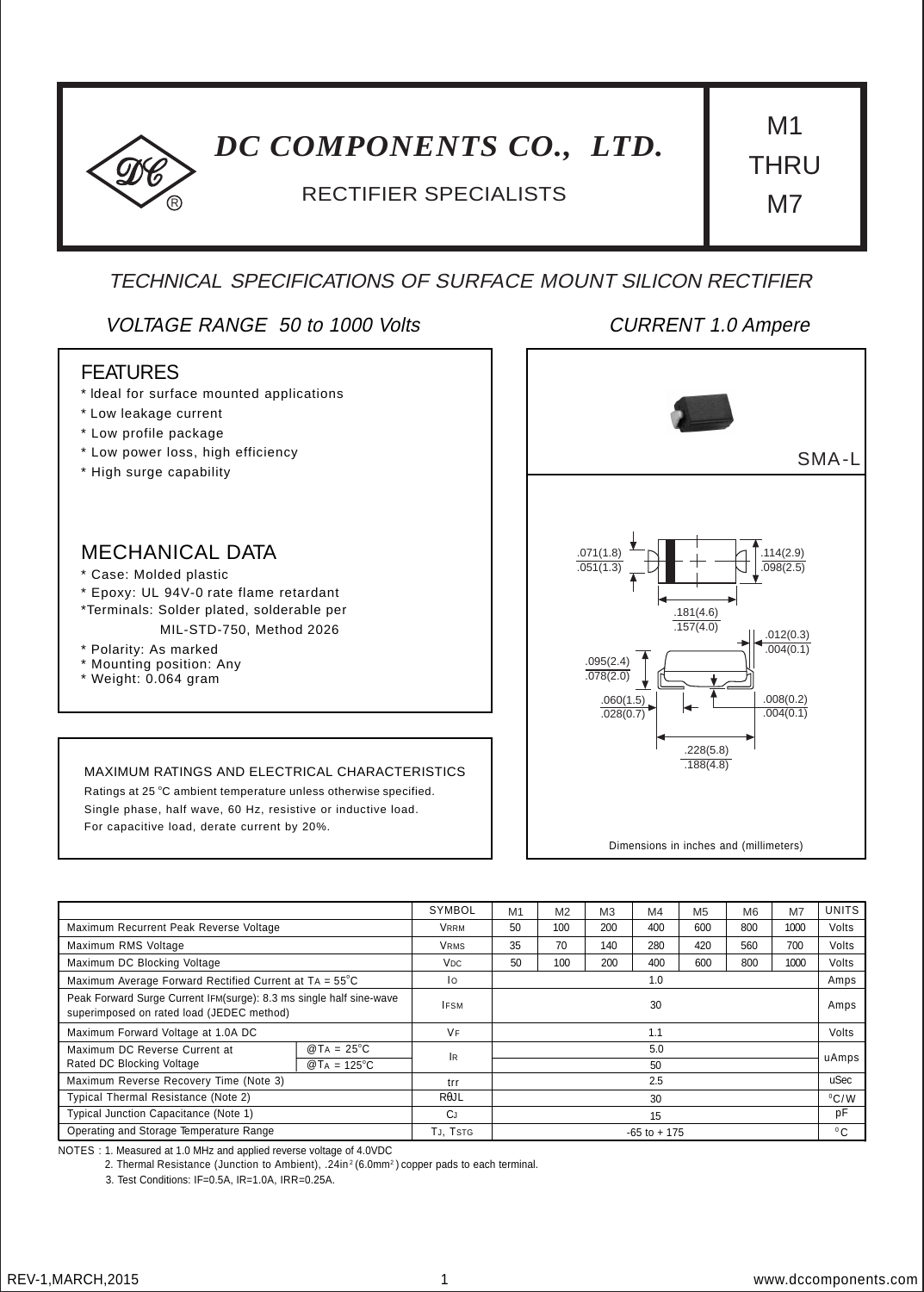# DC COMPONENTS CO., LTD.

RECTIFIER SPECIALISTS

**M1 THRU M7**

## TECHNICAL SPECIFICATIONS OF SURFACE MOUNT SILICON RECTIFIER

*VOLTAGE RANGE 50 to 1000 Volts* *CURRENT 1.0 Ampere*

### FEATURES

* Ideal for surface mounted applications
* Low leakage current
* Low profile package
* Low power loss, high efficiency
* High surge capability

### MECHANICAL DATA

* Case: Molded plastic
* Epoxy: UL 94V-0 rate flame retardant
*Terminals: Solder plated, solderable per MIL-STD-750, Method 2026
* Polarity: As marked
* Mounting position: Any
* Weight: 0.064 gram

SMA-L

.071(1.8) / .051(1.3)
.114(2.9) / .098(2.5)
.181(4.6) / .157(4.0)
.012(0.3) / .004(0.1)
.095(2.4) / .078(2.0)
.060(1.5) / .028(0.7)
.008(0.2) / .004(0.1)
.228(5.8) / .188(4.8)

Dimensions in inches and (millimeters)

### MAXIMUM RATINGS AND ELECTRICAL CHARACTERISTICS

Ratings at 25 °C ambient temperature unless otherwise specified.
Single phase, half wave, 60 Hz, resistive or inductive load.
For capacitive load, derate current by 20%.

| | | SYMBOL | M1 | M2 | M3 | M4 | M5 | M6 | M7 | UNITS |
|---|---|---|---|---|---|---|---|---|---|---|
| Maximum Recurrent Peak Reverse Voltage | | $V_{RRM}$ | 50 | 100 | 200 | 400 | 600 | 800 | 1000 | Volts |
| Maximum RMS Voltage | | $V_{RMS}$ | 35 | 70 | 140 | 280 | 420 | 560 | 700 | Volts |
| Maximum DC Blocking Voltage | | $V_{DC}$ | 50 | 100 | 200 | 400 | 600 | 800 | 1000 | Volts |
| Maximum Average Forward Rectified Current at $T_A$ = 55°C | | $I_O$ | 1.0 | | | | | | | Amps |
| Peak Forward Surge Current $I_{FM}$(surge): 8.3 ms single half sine-wave superimposed on rated load (JEDEC method) | | $I_{FSM}$ | 30 | | | | | | | Amps |
| Maximum Forward Voltage at 1.0A DC | | $V_F$ | 1.1 | | | | | | | Volts |
| Maximum DC Reverse Current at Rated DC Blocking Voltage | @$T_A$ = 25°C | $I_R$ | 5.0 | | | | | | | uAmps |
| | @$T_A$ = 125°C | | 50 | | | | | | | |
| Maximum Reverse Recovery Time (Note 3) | | trr | 2.5 | | | | | | | uSec |
| Typical Thermal Resistance (Note 2) | | $R\theta JL$ | 30 | | | | | | | °C/W |
| Typical Junction Capacitance (Note 1) | | $C_J$ | 15 | | | | | | | pF |
| Operating and Storage Temperature Range | | $T_J$, $T_{STG}$ | -65 to + 175 | | | | | | | °C |

NOTES : 1. Measured at 1.0 MHz and applied reverse voltage of 4.0VDC
2. Thermal Resistance (Junction to Ambient), .24in$^2$ (6.0mm$^2$) copper pads to each terminal.
3. Test Conditions: IF=0.5A, IR=1.0A, IRR=0.25A.

REV-1,MARCH,2015 www.dccomponents.com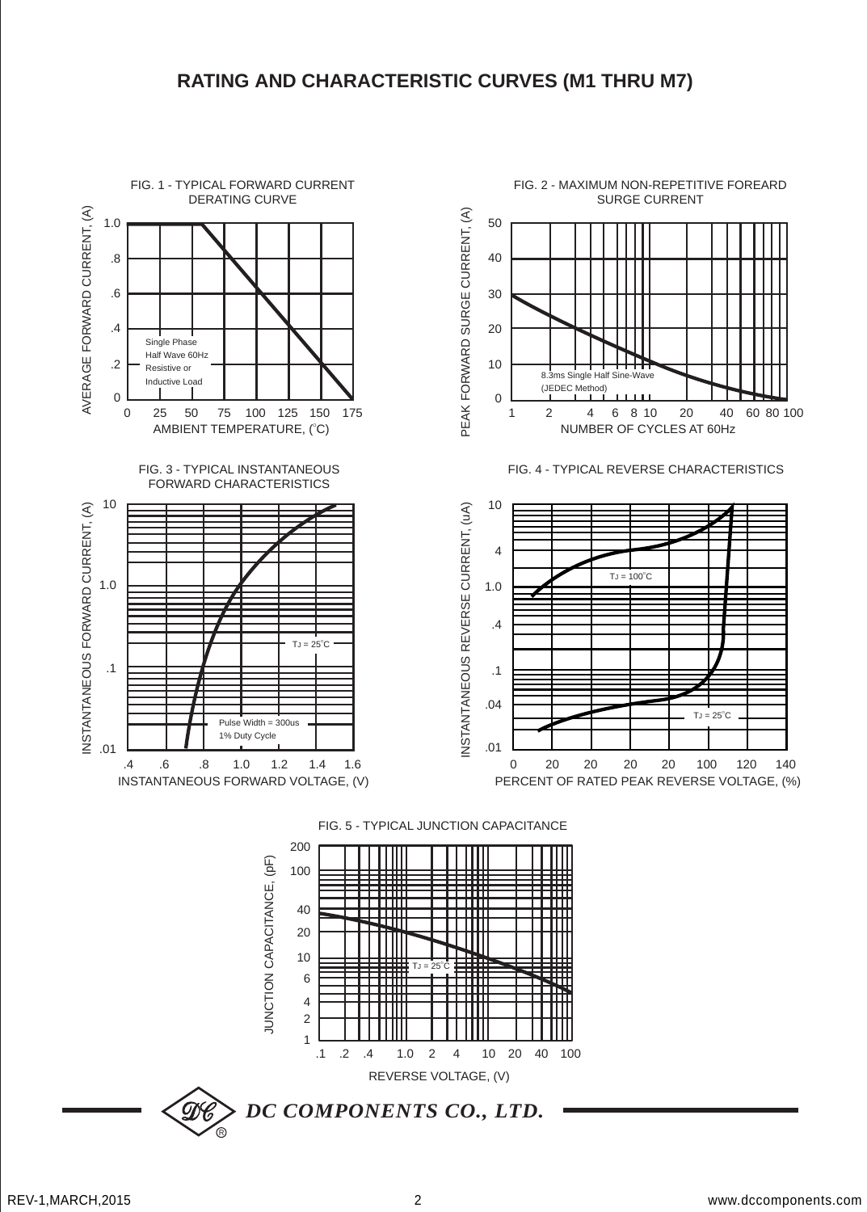# RATING AND CHARACTERISTIC CURVES (M1 THRU M7)

FIG. 1 - TYPICAL FORWARD CURRENT DERATING CURVE

AVERAGE FORWARD CURRENT, (A)

1.0
.8
.6
.4
.2
0

Single Phase
Half Wave 60Hz
Resistive or
Inductive Load

0 25 50 75 100 125 150 175

AMBIENT TEMPERATURE, (°C)

FIG. 2 - MAXIMUM NON-REPETITIVE FOREARD SURGE CURRENT

PEAK FORWARD SURGE CURRENT, (A)

50
40
30
20
10
0

8.3ms Single Half Sine-Wave
(JEDEC Method)

1 2 4 6 8 10 20 40 60 80 100

NUMBER OF CYCLES AT 60Hz

FIG. 3 - TYPICAL INSTANTANEOUS FORWARD CHARACTERISTICS

INSTANTANEOUS FORWARD CURRENT, (A)

10
1.0
.1
.01

$T_J = 25^\circ C$

Pulse Width = 300us
1% Duty Cycle

.4 .6 .8 1.0 1.2 1.4 1.6

INSTANTANEOUS FORWARD VOLTAGE, (V)

FIG. 4 - TYPICAL REVERSE CHARACTERISTICS

INSTANTANEOUS REVERSE CURRENT, (uA)

10
4
1.0
.4
.1
.04
.01

$T_J = 100^\circ C$

$T_J = 25^\circ C$

0 20 20 20 20 100 120 140

PERCENT OF RATED PEAK REVERSE VOLTAGE, (%)

FIG. 5 - TYPICAL JUNCTION CAPACITANCE

JUNCTION CAPACITANCE, (pF)

200
100
40
20
10
6
4
2
1

$T_J = 25^\circ C$

.1 .2 .4 1.0 2 4 10 20 40 100

REVERSE VOLTAGE, (V)

*DC COMPONENTS CO., LTD.*

REV-1,MARCH,2015

www.dccomponents.com